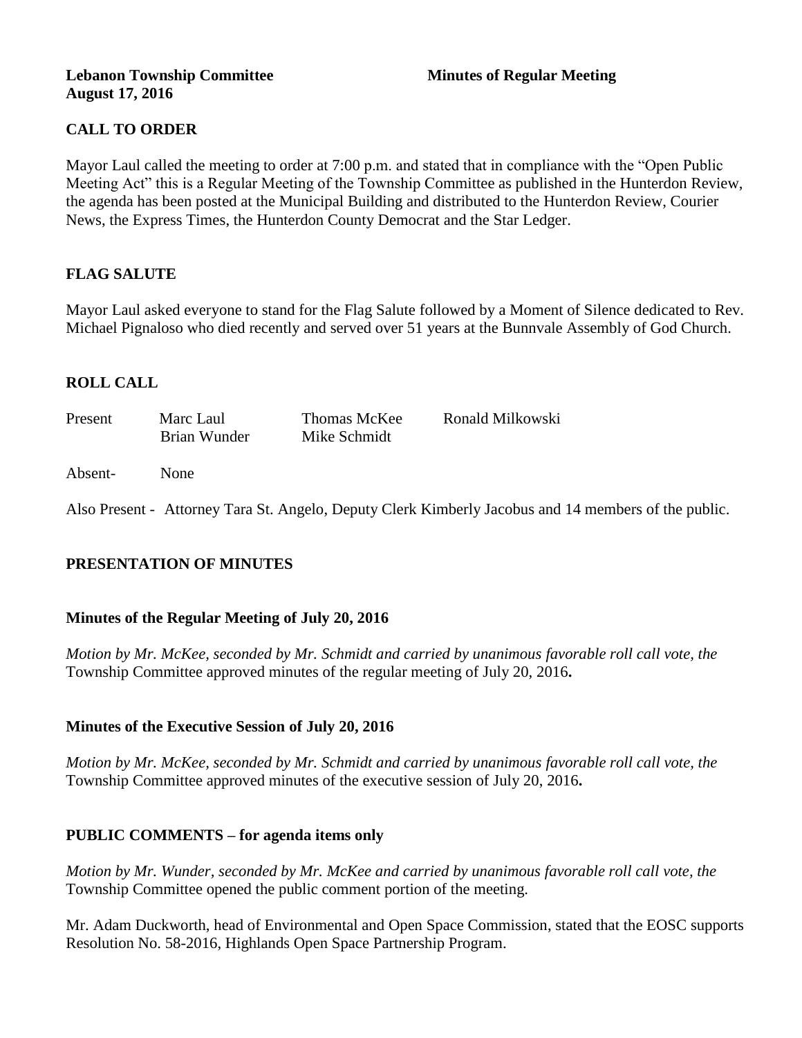**Lebanon Township Committee** **Minutes of Regular Meeting**
**August 17, 2016**

## CALL TO ORDER

Mayor Laul called the meeting to order at 7:00 p.m. and stated that in compliance with the "Open Public Meeting Act" this is a Regular Meeting of the Township Committee as published in the Hunterdon Review, the agenda has been posted at the Municipal Building and distributed to the Hunterdon Review, Courier News, the Express Times, the Hunterdon County Democrat and the Star Ledger.

## FLAG SALUTE

Mayor Laul asked everyone to stand for the Flag Salute followed by a Moment of Silence dedicated to Rev. Michael Pignaloso who died recently and served over 51 years at the Bunnvale Assembly of God Church.

## ROLL CALL

| | | | |
|---|---|---|---|
| Present | Marc Laul | Thomas McKee | Ronald Milkowski |
| | Brian Wunder | Mike Schmidt | |

Absent- None

Also Present - Attorney Tara St. Angelo, Deputy Clerk Kimberly Jacobus and 14 members of the public.

## PRESENTATION OF MINUTES

### Minutes of the Regular Meeting of July 20, 2016

*Motion by Mr. McKee, seconded by Mr. Schmidt and carried by unanimous favorable roll call vote, the* Township Committee approved minutes of the regular meeting of July 20, 2016**.**

### Minutes of the Executive Session of July 20, 2016

*Motion by Mr. McKee, seconded by Mr. Schmidt and carried by unanimous favorable roll call vote, the* Township Committee approved minutes of the executive session of July 20, 2016**.**

## PUBLIC COMMENTS – for agenda items only

*Motion by Mr. Wunder, seconded by Mr. McKee and carried by unanimous favorable roll call vote, the* Township Committee opened the public comment portion of the meeting.

Mr. Adam Duckworth, head of Environmental and Open Space Commission, stated that the EOSC supports Resolution No. 58-2016, Highlands Open Space Partnership Program.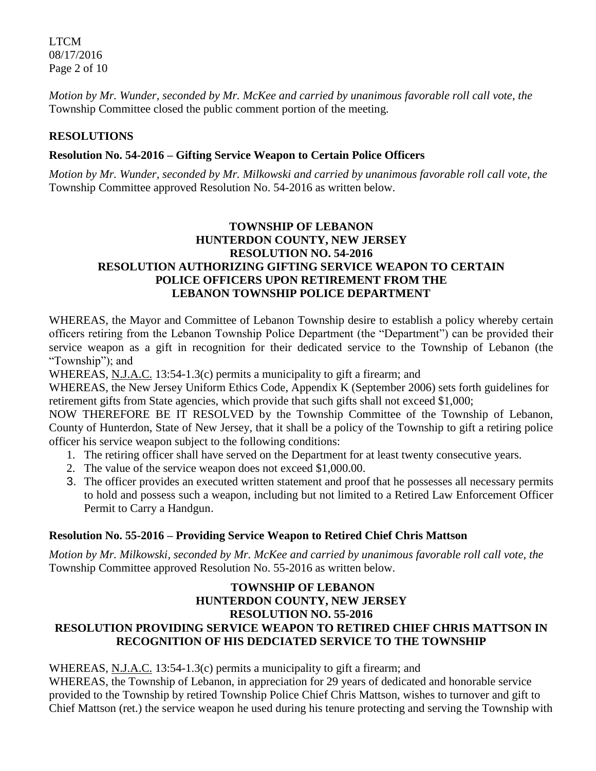*Motion by Mr. Wunder, seconded by Mr. McKee and carried by unanimous favorable roll call vote, the* Township Committee closed the public comment portion of the meeting.

## RESOLUTIONS

### Resolution No. 54-2016 – Gifting Service Weapon to Certain Police Officers

*Motion by Mr. Wunder, seconded by Mr. Milkowski and carried by unanimous favorable roll call vote, the* Township Committee approved Resolution No. 54-2016 as written below.

**TOWNSHIP OF LEBANON**
**HUNTERDON COUNTY, NEW JERSEY**
**RESOLUTION NO. 54-2016**
**RESOLUTION AUTHORIZING GIFTING SERVICE WEAPON TO CERTAIN POLICE OFFICERS UPON RETIREMENT FROM THE LEBANON TOWNSHIP POLICE DEPARTMENT**

WHEREAS, the Mayor and Committee of Lebanon Township desire to establish a policy whereby certain officers retiring from the Lebanon Township Police Department (the "Department") can be provided their service weapon as a gift in recognition for their dedicated service to the Township of Lebanon (the "Township"); and

WHEREAS, N.J.A.C. 13:54-1.3(c) permits a municipality to gift a firearm; and

WHEREAS, the New Jersey Uniform Ethics Code, Appendix K (September 2006) sets forth guidelines for retirement gifts from State agencies, which provide that such gifts shall not exceed $1,000;

NOW THEREFORE BE IT RESOLVED by the Township Committee of the Township of Lebanon, County of Hunterdon, State of New Jersey, that it shall be a policy of the Township to gift a retiring police officer his service weapon subject to the following conditions:

1. The retiring officer shall have served on the Department for at least twenty consecutive years.
2. The value of the service weapon does not exceed $1,000.00.
3. The officer provides an executed written statement and proof that he possesses all necessary permits to hold and possess such a weapon, including but not limited to a Retired Law Enforcement Officer Permit to Carry a Handgun.

### Resolution No. 55-2016 – Providing Service Weapon to Retired Chief Chris Mattson

*Motion by Mr. Milkowski, seconded by Mr. McKee and carried by unanimous favorable roll call vote, the* Township Committee approved Resolution No. 55-2016 as written below.

**TOWNSHIP OF LEBANON**
**HUNTERDON COUNTY, NEW JERSEY**
**RESOLUTION NO. 55-2016**
**RESOLUTION PROVIDING SERVICE WEAPON TO RETIRED CHIEF CHRIS MATTSON IN RECOGNITION OF HIS DEDCIATED SERVICE TO THE TOWNSHIP**

WHEREAS, N.J.A.C. 13:54-1.3(c) permits a municipality to gift a firearm; and

WHEREAS, the Township of Lebanon, in appreciation for 29 years of dedicated and honorable service provided to the Township by retired Township Police Chief Chris Mattson, wishes to turnover and gift to Chief Mattson (ret.) the service weapon he used during his tenure protecting and serving the Township with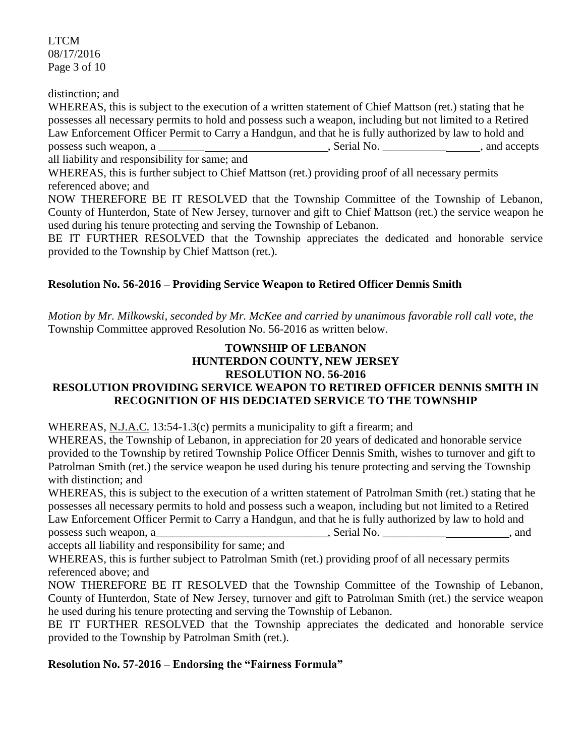distinction; and

WHEREAS, this is subject to the execution of a written statement of Chief Mattson (ret.) stating that he possesses all necessary permits to hold and possess such a weapon, including but not limited to a Retired Law Enforcement Officer Permit to Carry a Handgun, and that he is fully authorized by law to hold and possess such weapon, a ______________________________, Serial No. _________________, and accepts all liability and responsibility for same; and

WHEREAS, this is further subject to Chief Mattson (ret.) providing proof of all necessary permits referenced above; and

NOW THEREFORE BE IT RESOLVED that the Township Committee of the Township of Lebanon, County of Hunterdon, State of New Jersey, turnover and gift to Chief Mattson (ret.) the service weapon he used during his tenure protecting and serving the Township of Lebanon.

BE IT FURTHER RESOLVED that the Township appreciates the dedicated and honorable service provided to the Township by Chief Mattson (ret.).

**Resolution No. 56-2016 – Providing Service Weapon to Retired Officer Dennis Smith**

*Motion by Mr. Milkowski, seconded by Mr. McKee and carried by unanimous favorable roll call vote, the* Township Committee approved Resolution No. 56-2016 as written below.

**TOWNSHIP OF LEBANON**
**HUNTERDON COUNTY, NEW JERSEY**
**RESOLUTION NO. 56-2016**
**RESOLUTION PROVIDING SERVICE WEAPON TO RETIRED OFFICER DENNIS SMITH IN RECOGNITION OF HIS DEDCIATED SERVICE TO THE TOWNSHIP**

WHEREAS, N.J.A.C. 13:54-1.3(c) permits a municipality to gift a firearm; and

WHEREAS, the Township of Lebanon, in appreciation for 20 years of dedicated and honorable service provided to the Township by retired Township Police Officer Dennis Smith, wishes to turnover and gift to Patrolman Smith (ret.) the service weapon he used during his tenure protecting and serving the Township with distinction; and

WHEREAS, this is subject to the execution of a written statement of Patrolman Smith (ret.) stating that he possesses all necessary permits to hold and possess such a weapon, including but not limited to a Retired Law Enforcement Officer Permit to Carry a Handgun, and that he is fully authorized by law to hold and possess such weapon, a______________________________, Serial No. ______________________, and accepts all liability and responsibility for same; and

WHEREAS, this is further subject to Patrolman Smith (ret.) providing proof of all necessary permits referenced above; and

NOW THEREFORE BE IT RESOLVED that the Township Committee of the Township of Lebanon, County of Hunterdon, State of New Jersey, turnover and gift to Patrolman Smith (ret.) the service weapon he used during his tenure protecting and serving the Township of Lebanon.

BE IT FURTHER RESOLVED that the Township appreciates the dedicated and honorable service provided to the Township by Patrolman Smith (ret.).

**Resolution No. 57-2016 – Endorsing the "Fairness Formula"**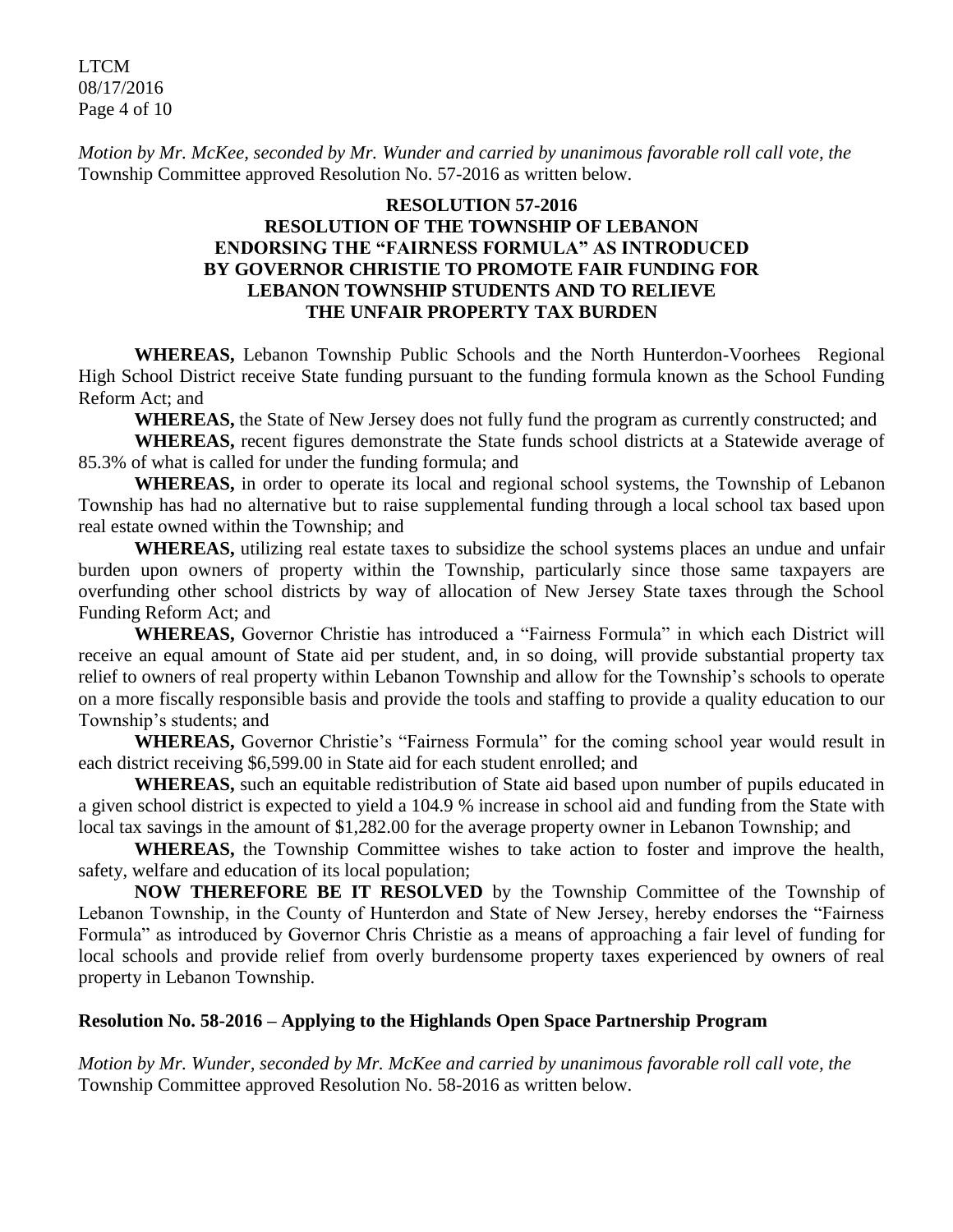*Motion by Mr. McKee, seconded by Mr. Wunder and carried by unanimous favorable roll call vote, the* Township Committee approved Resolution No. 57-2016 as written below.

**RESOLUTION 57-2016**
**RESOLUTION OF THE TOWNSHIP OF LEBANON ENDORSING THE "FAIRNESS FORMULA" AS INTRODUCED BY GOVERNOR CHRISTIE TO PROMOTE FAIR FUNDING FOR LEBANON TOWNSHIP STUDENTS AND TO RELIEVE THE UNFAIR PROPERTY TAX BURDEN**

**WHEREAS,** Lebanon Township Public Schools and the North Hunterdon-Voorhees Regional High School District receive State funding pursuant to the funding formula known as the School Funding Reform Act; and

**WHEREAS,** the State of New Jersey does not fully fund the program as currently constructed; and

**WHEREAS,** recent figures demonstrate the State funds school districts at a Statewide average of 85.3% of what is called for under the funding formula; and

**WHEREAS,** in order to operate its local and regional school systems, the Township of Lebanon Township has had no alternative but to raise supplemental funding through a local school tax based upon real estate owned within the Township; and

**WHEREAS,** utilizing real estate taxes to subsidize the school systems places an undue and unfair burden upon owners of property within the Township, particularly since those same taxpayers are overfunding other school districts by way of allocation of New Jersey State taxes through the School Funding Reform Act; and

**WHEREAS,** Governor Christie has introduced a "Fairness Formula" in which each District will receive an equal amount of State aid per student, and, in so doing, will provide substantial property tax relief to owners of real property within Lebanon Township and allow for the Township's schools to operate on a more fiscally responsible basis and provide the tools and staffing to provide a quality education to our Township's students; and

**WHEREAS,** Governor Christie's "Fairness Formula" for the coming school year would result in each district receiving $6,599.00 in State aid for each student enrolled; and

**WHEREAS,** such an equitable redistribution of State aid based upon number of pupils educated in a given school district is expected to yield a 104.9 % increase in school aid and funding from the State with local tax savings in the amount of $1,282.00 for the average property owner in Lebanon Township; and

**WHEREAS,** the Township Committee wishes to take action to foster and improve the health, safety, welfare and education of its local population;

**NOW THEREFORE BE IT RESOLVED** by the Township Committee of the Township of Lebanon Township, in the County of Hunterdon and State of New Jersey, hereby endorses the "Fairness Formula" as introduced by Governor Chris Christie as a means of approaching a fair level of funding for local schools and provide relief from overly burdensome property taxes experienced by owners of real property in Lebanon Township.

**Resolution No. 58-2016 – Applying to the Highlands Open Space Partnership Program**

*Motion by Mr. Wunder, seconded by Mr. McKee and carried by unanimous favorable roll call vote, the* Township Committee approved Resolution No. 58-2016 as written below.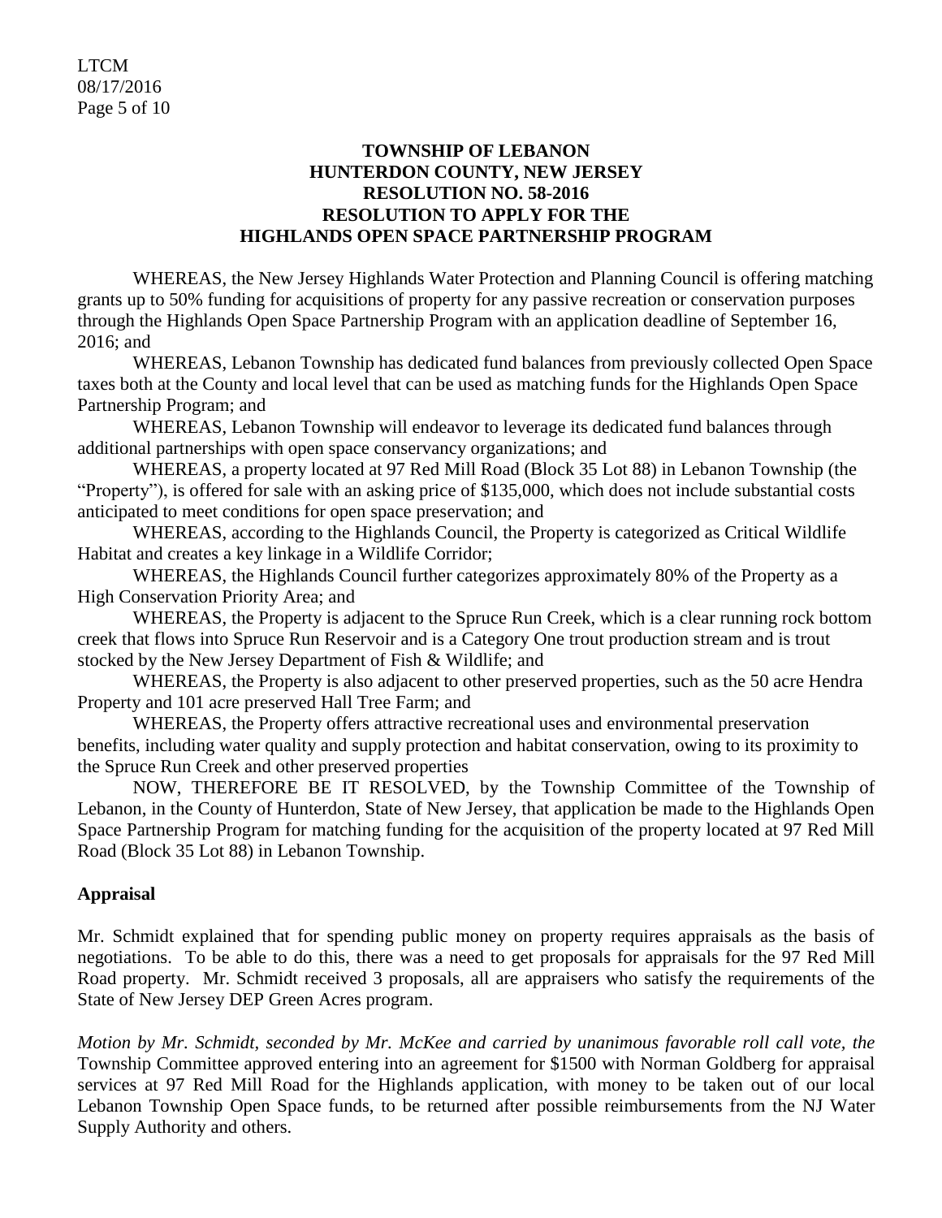**TOWNSHIP OF LEBANON**
**HUNTERDON COUNTY, NEW JERSEY**
**RESOLUTION NO. 58-2016**
**RESOLUTION TO APPLY FOR THE**
**HIGHLANDS OPEN SPACE PARTNERSHIP PROGRAM**

WHEREAS, the New Jersey Highlands Water Protection and Planning Council is offering matching grants up to 50% funding for acquisitions of property for any passive recreation or conservation purposes through the Highlands Open Space Partnership Program with an application deadline of September 16, 2016; and

WHEREAS, Lebanon Township has dedicated fund balances from previously collected Open Space taxes both at the County and local level that can be used as matching funds for the Highlands Open Space Partnership Program; and

WHEREAS, Lebanon Township will endeavor to leverage its dedicated fund balances through additional partnerships with open space conservancy organizations; and

WHEREAS, a property located at 97 Red Mill Road (Block 35 Lot 88) in Lebanon Township (the "Property"), is offered for sale with an asking price of $135,000, which does not include substantial costs anticipated to meet conditions for open space preservation; and

WHEREAS, according to the Highlands Council, the Property is categorized as Critical Wildlife Habitat and creates a key linkage in a Wildlife Corridor;

WHEREAS, the Highlands Council further categorizes approximately 80% of the Property as a High Conservation Priority Area; and

WHEREAS, the Property is adjacent to the Spruce Run Creek, which is a clear running rock bottom creek that flows into Spruce Run Reservoir and is a Category One trout production stream and is trout stocked by the New Jersey Department of Fish & Wildlife; and

WHEREAS, the Property is also adjacent to other preserved properties, such as the 50 acre Hendra Property and 101 acre preserved Hall Tree Farm; and

WHEREAS, the Property offers attractive recreational uses and environmental preservation benefits, including water quality and supply protection and habitat conservation, owing to its proximity to the Spruce Run Creek and other preserved properties

NOW, THEREFORE BE IT RESOLVED, by the Township Committee of the Township of Lebanon, in the County of Hunterdon, State of New Jersey, that application be made to the Highlands Open Space Partnership Program for matching funding for the acquisition of the property located at 97 Red Mill Road (Block 35 Lot 88) in Lebanon Township.

**Appraisal**

Mr. Schmidt explained that for spending public money on property requires appraisals as the basis of negotiations. To be able to do this, there was a need to get proposals for appraisals for the 97 Red Mill Road property. Mr. Schmidt received 3 proposals, all are appraisers who satisfy the requirements of the State of New Jersey DEP Green Acres program.

*Motion by Mr. Schmidt, seconded by Mr. McKee and carried by unanimous favorable roll call vote, the* Township Committee approved entering into an agreement for $1500 with Norman Goldberg for appraisal services at 97 Red Mill Road for the Highlands application, with money to be taken out of our local Lebanon Township Open Space funds, to be returned after possible reimbursements from the NJ Water Supply Authority and others.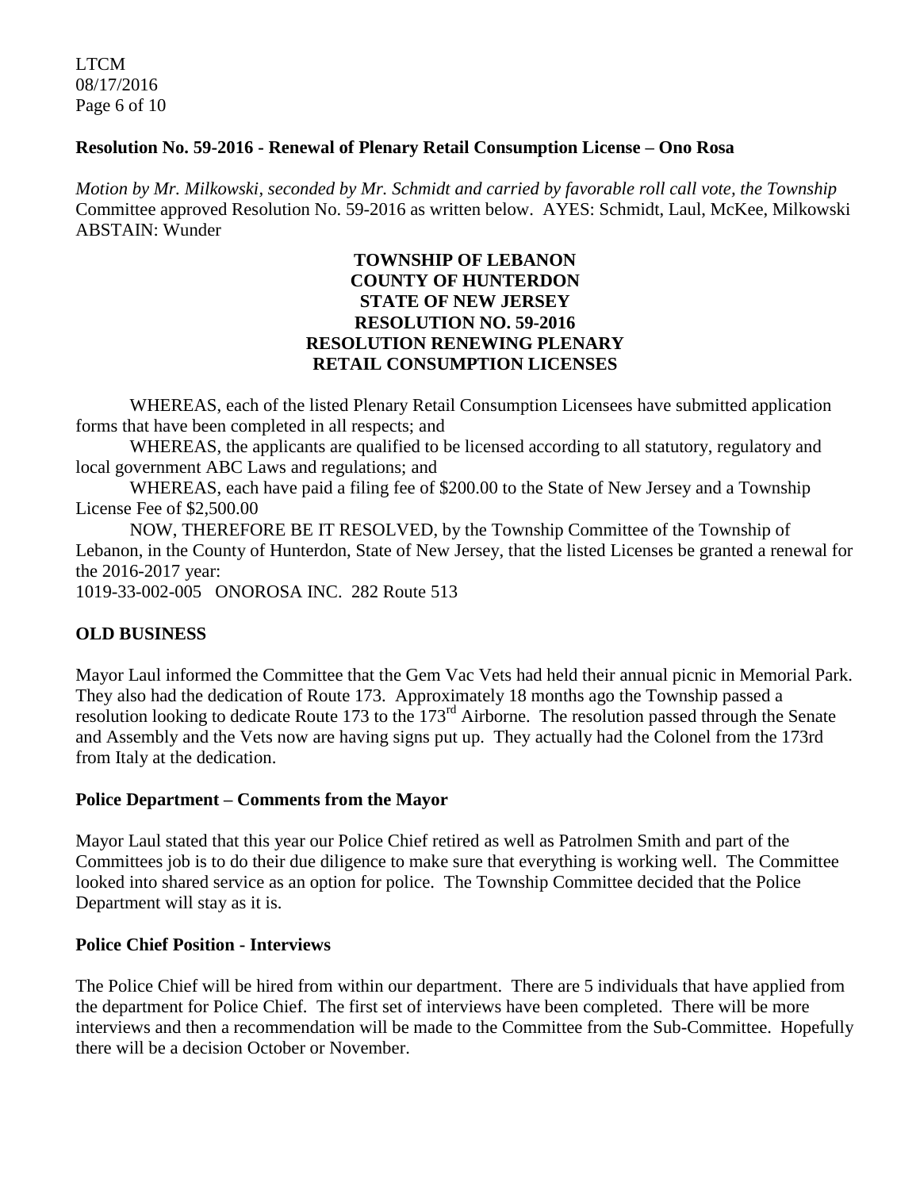**Resolution No. 59-2016 - Renewal of Plenary Retail Consumption License – Ono Rosa**

*Motion by Mr. Milkowski, seconded by Mr. Schmidt and carried by favorable roll call vote, the Township* Committee approved Resolution No. 59-2016 as written below. AYES: Schmidt, Laul, McKee, Milkowski ABSTAIN: Wunder

**TOWNSHIP OF LEBANON**
**COUNTY OF HUNTERDON**
**STATE OF NEW JERSEY**
**RESOLUTION NO. 59-2016**
**RESOLUTION RENEWING PLENARY RETAIL CONSUMPTION LICENSES**

WHEREAS, each of the listed Plenary Retail Consumption Licensees have submitted application forms that have been completed in all respects; and

WHEREAS, the applicants are qualified to be licensed according to all statutory, regulatory and local government ABC Laws and regulations; and

WHEREAS, each have paid a filing fee of $200.00 to the State of New Jersey and a Township License Fee of $2,500.00

NOW, THEREFORE BE IT RESOLVED, by the Township Committee of the Township of Lebanon, in the County of Hunterdon, State of New Jersey, that the listed Licenses be granted a renewal for the 2016-2017 year:

1019-33-002-005 ONOROSA INC. 282 Route 513

**OLD BUSINESS**

Mayor Laul informed the Committee that the Gem Vac Vets had held their annual picnic in Memorial Park. They also had the dedication of Route 173. Approximately 18 months ago the Township passed a resolution looking to dedicate Route 173 to the 173rd Airborne. The resolution passed through the Senate and Assembly and the Vets now are having signs put up. They actually had the Colonel from the 173rd from Italy at the dedication.

**Police Department – Comments from the Mayor**

Mayor Laul stated that this year our Police Chief retired as well as Patrolmen Smith and part of the Committees job is to do their due diligence to make sure that everything is working well. The Committee looked into shared service as an option for police. The Township Committee decided that the Police Department will stay as it is.

**Police Chief Position - Interviews**

The Police Chief will be hired from within our department. There are 5 individuals that have applied from the department for Police Chief. The first set of interviews have been completed. There will be more interviews and then a recommendation will be made to the Committee from the Sub-Committee. Hopefully there will be a decision October or November.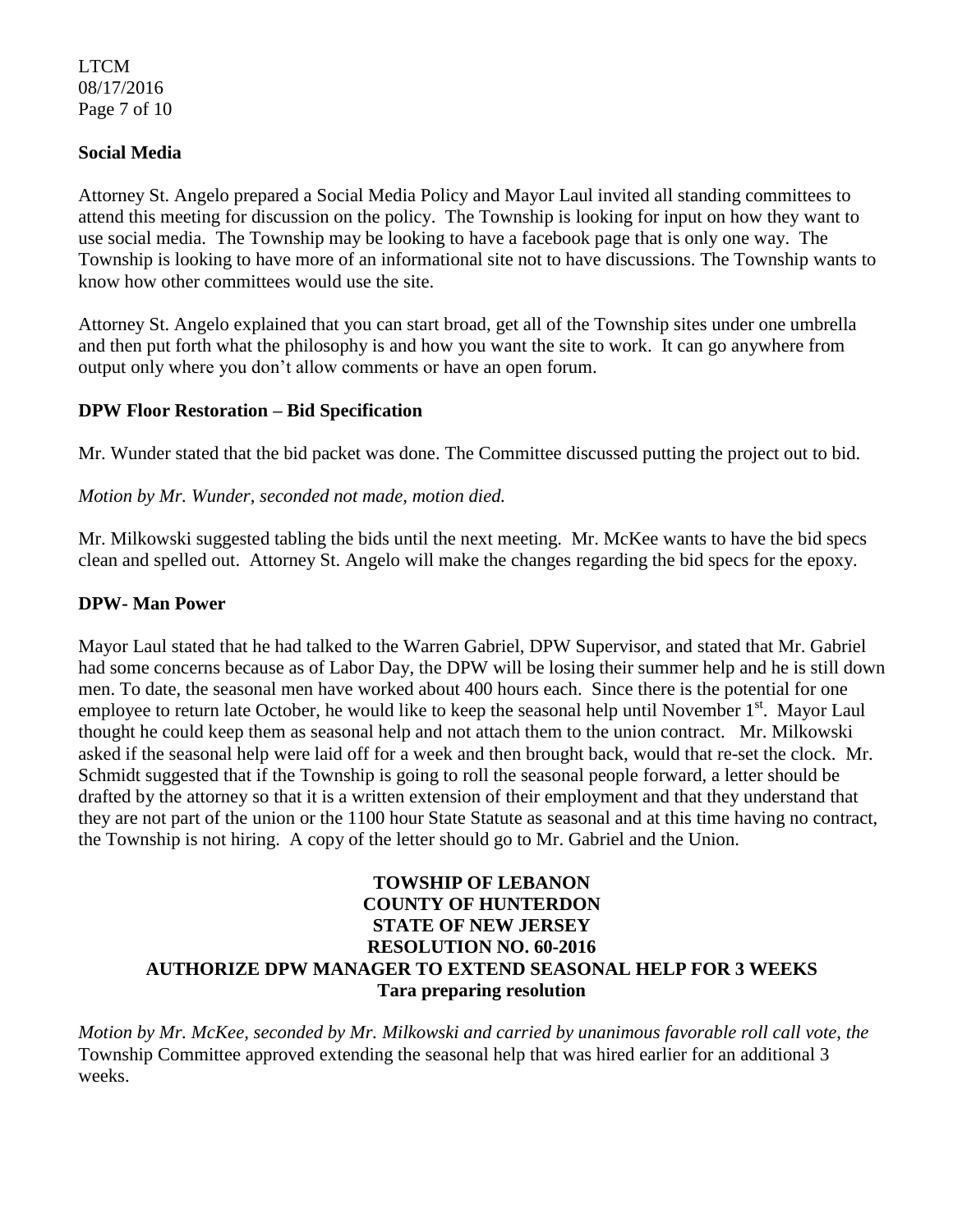### Social Media

Attorney St. Angelo prepared a Social Media Policy and Mayor Laul invited all standing committees to attend this meeting for discussion on the policy. The Township is looking for input on how they want to use social media. The Township may be looking to have a facebook page that is only one way. The Township is looking to have more of an informational site not to have discussions. The Township wants to know how other committees would use the site.

Attorney St. Angelo explained that you can start broad, get all of the Township sites under one umbrella and then put forth what the philosophy is and how you want the site to work. It can go anywhere from output only where you don't allow comments or have an open forum.

### DPW Floor Restoration – Bid Specification

Mr. Wunder stated that the bid packet was done. The Committee discussed putting the project out to bid.

*Motion by Mr. Wunder, seconded not made, motion died.*

Mr. Milkowski suggested tabling the bids until the next meeting. Mr. McKee wants to have the bid specs clean and spelled out. Attorney St. Angelo will make the changes regarding the bid specs for the epoxy.

### DPW- Man Power

Mayor Laul stated that he had talked to the Warren Gabriel, DPW Supervisor, and stated that Mr. Gabriel had some concerns because as of Labor Day, the DPW will be losing their summer help and he is still down men. To date, the seasonal men have worked about 400 hours each. Since there is the potential for one employee to return late October, he would like to keep the seasonal help until November 1st. Mayor Laul thought he could keep them as seasonal help and not attach them to the union contract. Mr. Milkowski asked if the seasonal help were laid off for a week and then brought back, would that re-set the clock. Mr. Schmidt suggested that if the Township is going to roll the seasonal people forward, a letter should be drafted by the attorney so that it is a written extension of their employment and that they understand that they are not part of the union or the 1100 hour State Statute as seasonal and at this time having no contract, the Township is not hiring. A copy of the letter should go to Mr. Gabriel and the Union.

**TOWSHIP OF LEBANON**
**COUNTY OF HUNTERDON**
**STATE OF NEW JERSEY**
**RESOLUTION NO. 60-2016**
**AUTHORIZE DPW MANAGER TO EXTEND SEASONAL HELP FOR 3 WEEKS**
**Tara preparing resolution**

*Motion by Mr. McKee, seconded by Mr. Milkowski and carried by unanimous favorable roll call vote, the* Township Committee approved extending the seasonal help that was hired earlier for an additional 3 weeks.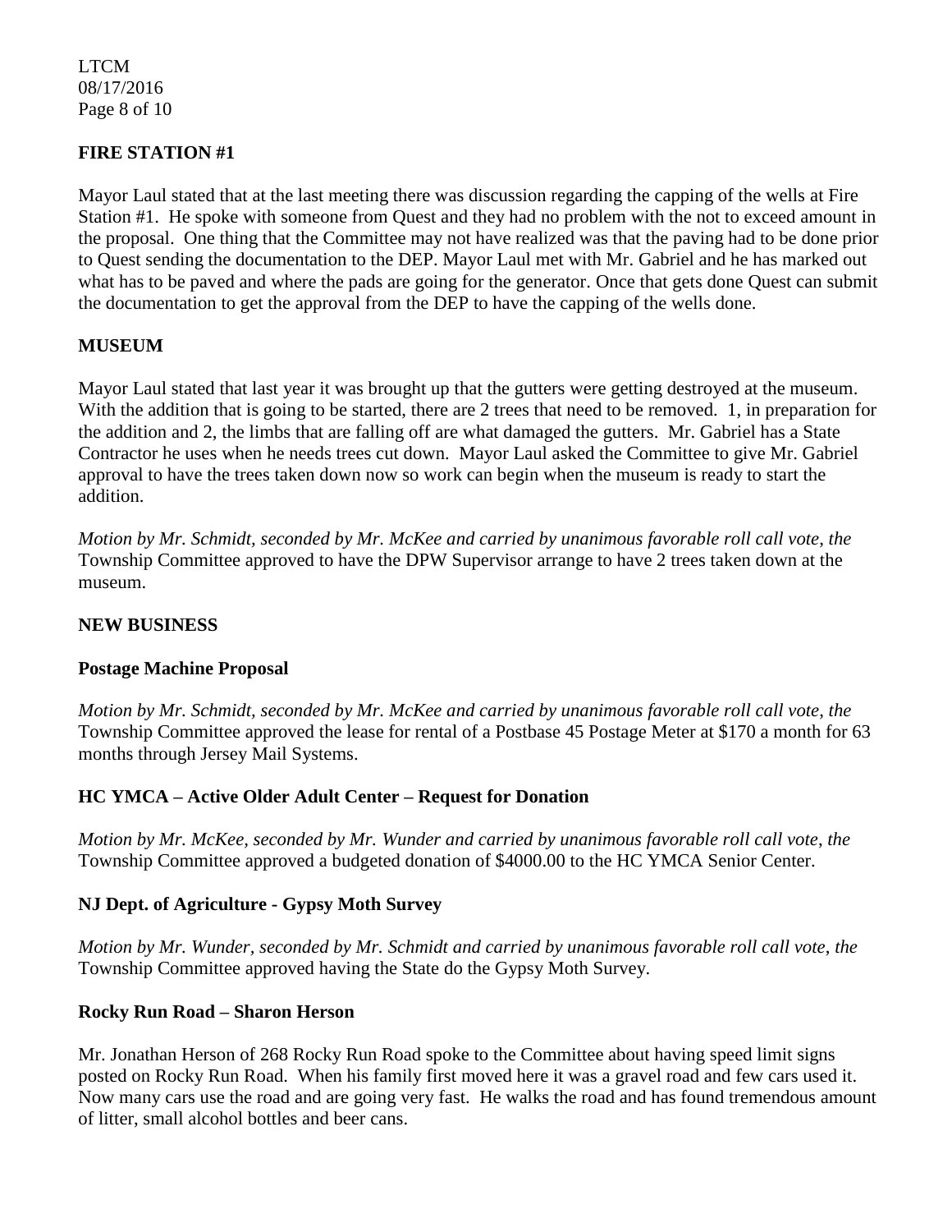**FIRE STATION #1**

Mayor Laul stated that at the last meeting there was discussion regarding the capping of the wells at Fire Station #1. He spoke with someone from Quest and they had no problem with the not to exceed amount in the proposal. One thing that the Committee may not have realized was that the paving had to be done prior to Quest sending the documentation to the DEP. Mayor Laul met with Mr. Gabriel and he has marked out what has to be paved and where the pads are going for the generator. Once that gets done Quest can submit the documentation to get the approval from the DEP to have the capping of the wells done.

**MUSEUM**

Mayor Laul stated that last year it was brought up that the gutters were getting destroyed at the museum. With the addition that is going to be started, there are 2 trees that need to be removed. 1, in preparation for the addition and 2, the limbs that are falling off are what damaged the gutters. Mr. Gabriel has a State Contractor he uses when he needs trees cut down. Mayor Laul asked the Committee to give Mr. Gabriel approval to have the trees taken down now so work can begin when the museum is ready to start the addition.

*Motion by Mr. Schmidt, seconded by Mr. McKee and carried by unanimous favorable roll call vote, the* Township Committee approved to have the DPW Supervisor arrange to have 2 trees taken down at the museum.

**NEW BUSINESS**

**Postage Machine Proposal**

*Motion by Mr. Schmidt, seconded by Mr. McKee and carried by unanimous favorable roll call vote, the* Township Committee approved the lease for rental of a Postbase 45 Postage Meter at $170 a month for 63 months through Jersey Mail Systems.

**HC YMCA – Active Older Adult Center – Request for Donation**

*Motion by Mr. McKee, seconded by Mr. Wunder and carried by unanimous favorable roll call vote, the* Township Committee approved a budgeted donation of $4000.00 to the HC YMCA Senior Center.

**NJ Dept. of Agriculture - Gypsy Moth Survey**

*Motion by Mr. Wunder, seconded by Mr. Schmidt and carried by unanimous favorable roll call vote, the* Township Committee approved having the State do the Gypsy Moth Survey.

**Rocky Run Road – Sharon Herson**

Mr. Jonathan Herson of 268 Rocky Run Road spoke to the Committee about having speed limit signs posted on Rocky Run Road. When his family first moved here it was a gravel road and few cars used it. Now many cars use the road and are going very fast. He walks the road and has found tremendous amount of litter, small alcohol bottles and beer cans.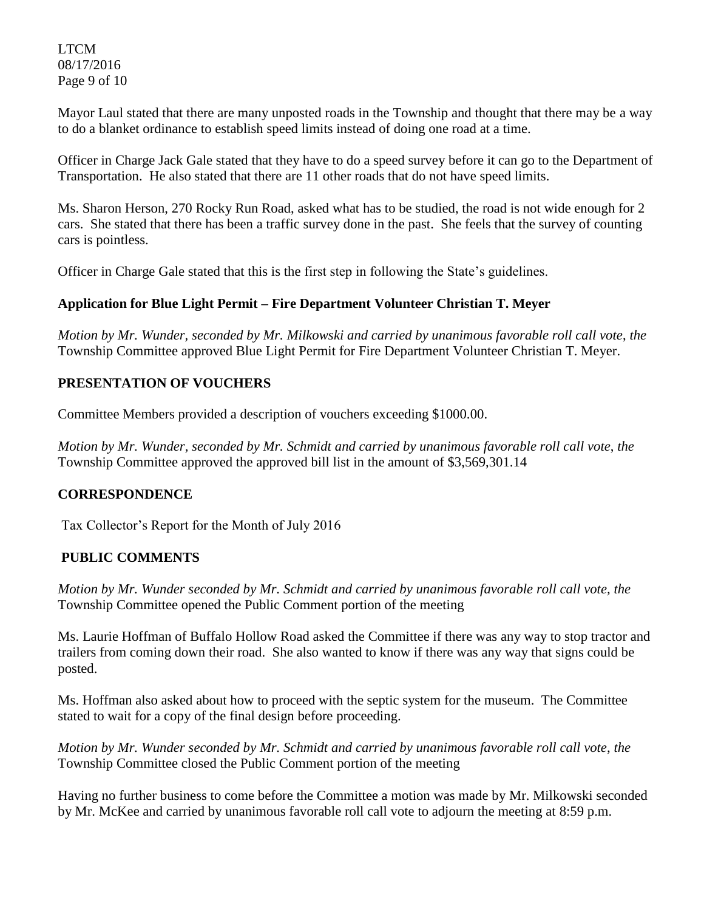Mayor Laul stated that there are many unposted roads in the Township and thought that there may be a way to do a blanket ordinance to establish speed limits instead of doing one road at a time.

Officer in Charge Jack Gale stated that they have to do a speed survey before it can go to the Department of Transportation. He also stated that there are 11 other roads that do not have speed limits.

Ms. Sharon Herson, 270 Rocky Run Road, asked what has to be studied, the road is not wide enough for 2 cars. She stated that there has been a traffic survey done in the past. She feels that the survey of counting cars is pointless.

Officer in Charge Gale stated that this is the first step in following the State's guidelines.

**Application for Blue Light Permit – Fire Department Volunteer Christian T. Meyer**

*Motion by Mr. Wunder, seconded by Mr. Milkowski and carried by unanimous favorable roll call vote, the* Township Committee approved Blue Light Permit for Fire Department Volunteer Christian T. Meyer.

## PRESENTATION OF VOUCHERS

Committee Members provided a description of vouchers exceeding $1000.00.

*Motion by Mr. Wunder, seconded by Mr. Schmidt and carried by unanimous favorable roll call vote, the* Township Committee approved the approved bill list in the amount of $3,569,301.14

## CORRESPONDENCE

Tax Collector's Report for the Month of July 2016

## PUBLIC COMMENTS

*Motion by Mr. Wunder seconded by Mr. Schmidt and carried by unanimous favorable roll call vote, the* Township Committee opened the Public Comment portion of the meeting

Ms. Laurie Hoffman of Buffalo Hollow Road asked the Committee if there was any way to stop tractor and trailers from coming down their road. She also wanted to know if there was any way that signs could be posted.

Ms. Hoffman also asked about how to proceed with the septic system for the museum. The Committee stated to wait for a copy of the final design before proceeding.

*Motion by Mr. Wunder seconded by Mr. Schmidt and carried by unanimous favorable roll call vote, the* Township Committee closed the Public Comment portion of the meeting

Having no further business to come before the Committee a motion was made by Mr. Milkowski seconded by Mr. McKee and carried by unanimous favorable roll call vote to adjourn the meeting at 8:59 p.m.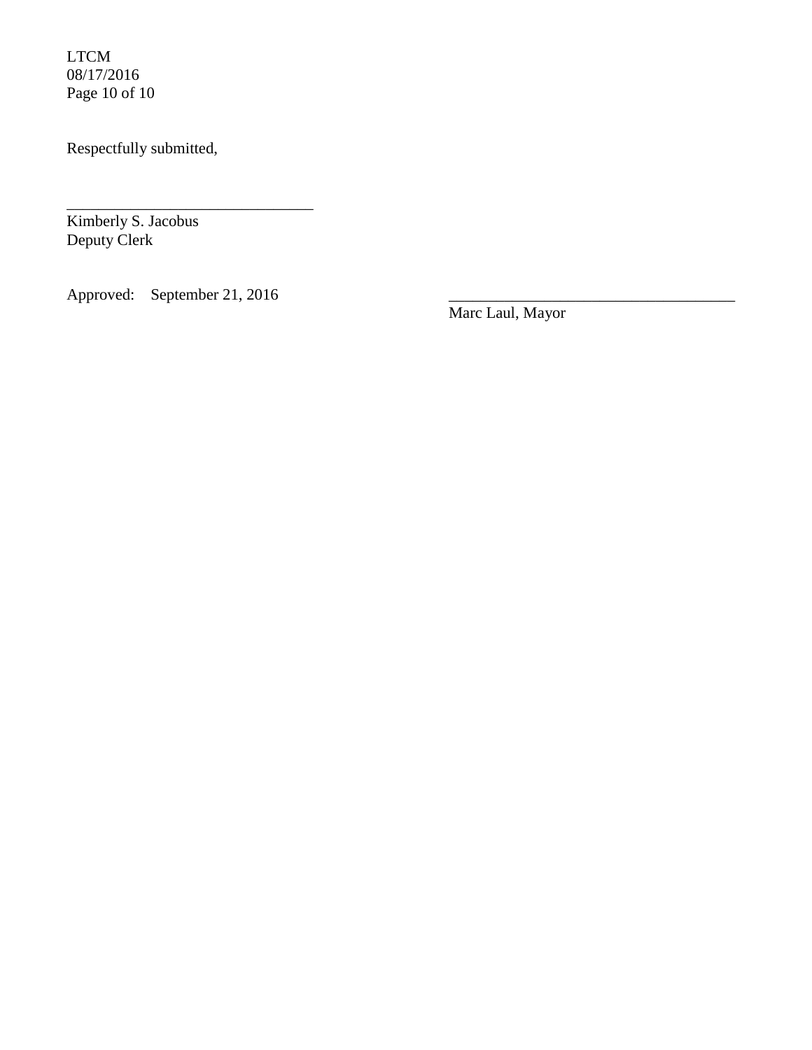Respectfully submitted,

\_\_\_\_\_\_\_\_\_\_\_\_\_\_\_\_\_\_\_\_\_\_\_\_\_\_\_\_\_\_\_\_
Kimberly S. Jacobus
Deputy Clerk

Approved: September 21, 2016

\_\_\_\_\_\_\_\_\_\_\_\_\_\_\_\_\_\_\_\_\_\_\_\_\_\_\_\_\_\_\_\_\_\_\_\_
Marc Laul, Mayor